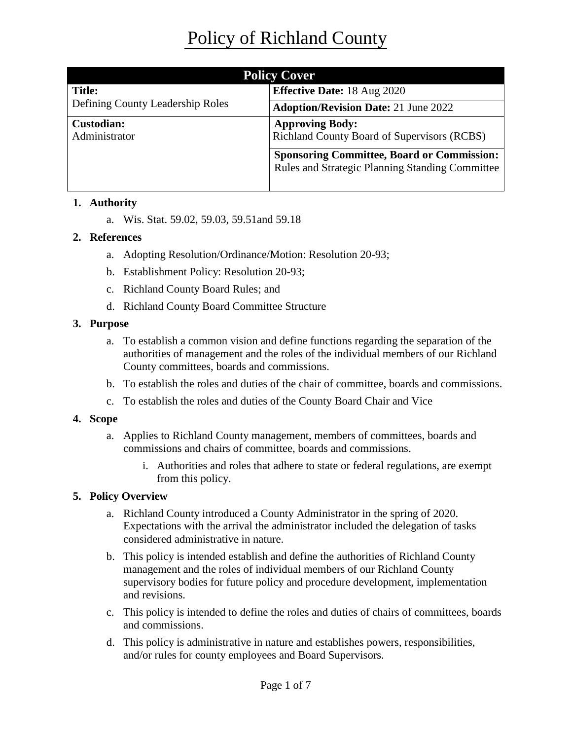# Policy of Richland County

| Policy Cover | |
|---|---|
| **Title:**<br>Defining County Leadership Roles | **Effective Date:** 18 Aug 2020 |
| | **Adoption/Revision Date:** 21 June 2022 |
| **Custodian:**<br>Administrator | **Approving Body:**<br>Richland County Board of Supervisors (RCBS) |
| | **Sponsoring Committee, Board or Commission:**<br>Rules and Strategic Planning Standing Committee |

1. **Authority**
    a. Wis. Stat. 59.02, 59.03, 59.51and 59.18

2. **References**
    a. Adopting Resolution/Ordinance/Motion: Resolution 20-93;
    b. Establishment Policy: Resolution 20-93;
    c. Richland County Board Rules; and
    d. Richland County Board Committee Structure

3. **Purpose**
    a. To establish a common vision and define functions regarding the separation of the authorities of management and the roles of the individual members of our Richland County committees, boards and commissions.
    b. To establish the roles and duties of the chair of committee, boards and commissions.
    c. To establish the roles and duties of the County Board Chair and Vice

4. **Scope**
    a. Applies to Richland County management, members of committees, boards and commissions and chairs of committee, boards and commissions.
        i. Authorities and roles that adhere to state or federal regulations, are exempt from this policy.

5. **Policy Overview**
    a. Richland County introduced a County Administrator in the spring of 2020. Expectations with the arrival the administrator included the delegation of tasks considered administrative in nature.
    b. This policy is intended establish and define the authorities of Richland County management and the roles of individual members of our Richland County supervisory bodies for future policy and procedure development, implementation and revisions.
    c. This policy is intended to define the roles and duties of chairs of committees, boards and commissions.
    d. This policy is administrative in nature and establishes powers, responsibilities, and/or rules for county employees and Board Supervisors.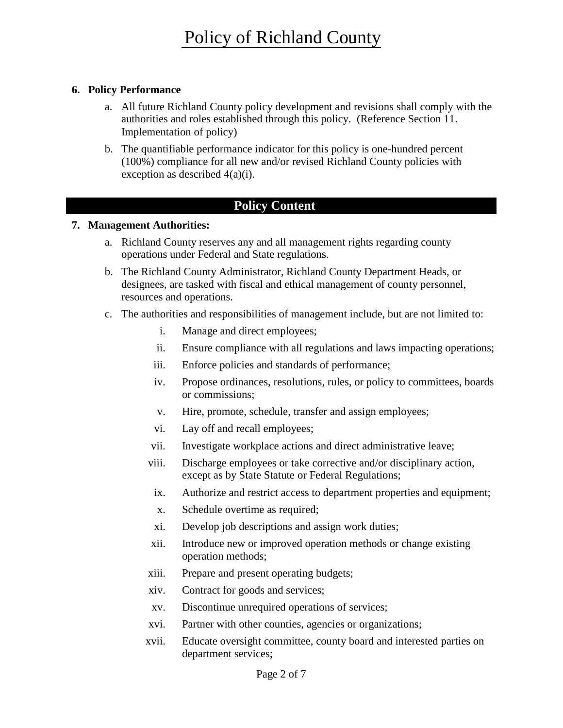**6. Policy Performance**

a. All future Richland County policy development and revisions shall comply with the authorities and roles established through this policy. (Reference Section 11. Implementation of policy)

b. The quantifiable performance indicator for this policy is one-hundred percent (100%) compliance for all new and/or revised Richland County policies with exception as described 4(a)(i).

## Policy Content

**7. Management Authorities:**

a. Richland County reserves any and all management rights regarding county operations under Federal and State regulations.

b. The Richland County Administrator, Richland County Department Heads, or designees, are tasked with fiscal and ethical management of county personnel, resources and operations.

c. The authorities and responsibilities of management include, but are not limited to:

   i. Manage and direct employees;
   ii. Ensure compliance with all regulations and laws impacting operations;
   iii. Enforce policies and standards of performance;
   iv. Propose ordinances, resolutions, rules, or policy to committees, boards or commissions;
   v. Hire, promote, schedule, transfer and assign employees;
   vi. Lay off and recall employees;
   vii. Investigate workplace actions and direct administrative leave;
   viii. Discharge employees or take corrective and/or disciplinary action, except as by State Statute or Federal Regulations;
   ix. Authorize and restrict access to department properties and equipment;
   x. Schedule overtime as required;
   xi. Develop job descriptions and assign work duties;
   xii. Introduce new or improved operation methods or change existing operation methods;
   xiii. Prepare and present operating budgets;
   xiv. Contract for goods and services;
   xv. Discontinue unrequired operations of services;
   xvi. Partner with other counties, agencies or organizations;
   xvii. Educate oversight committee, county board and interested parties on department services;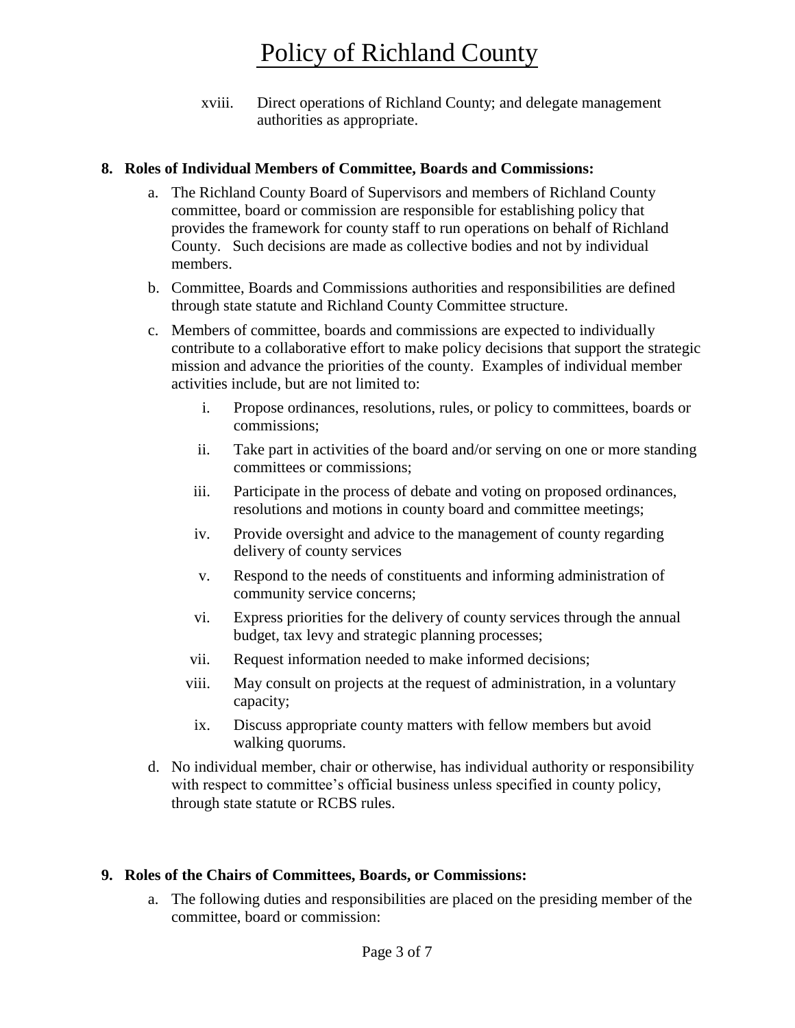xviii. Direct operations of Richland County; and delegate management authorities as appropriate.

**8. Roles of Individual Members of Committee, Boards and Commissions:**

a. The Richland County Board of Supervisors and members of Richland County committee, board or commission are responsible for establishing policy that provides the framework for county staff to run operations on behalf of Richland County. Such decisions are made as collective bodies and not by individual members.

b. Committee, Boards and Commissions authorities and responsibilities are defined through state statute and Richland County Committee structure.

c. Members of committee, boards and commissions are expected to individually contribute to a collaborative effort to make policy decisions that support the strategic mission and advance the priorities of the county. Examples of individual member activities include, but are not limited to:

   i. Propose ordinances, resolutions, rules, or policy to committees, boards or commissions;

   ii. Take part in activities of the board and/or serving on one or more standing committees or commissions;

   iii. Participate in the process of debate and voting on proposed ordinances, resolutions and motions in county board and committee meetings;

   iv. Provide oversight and advice to the management of county regarding delivery of county services

   v. Respond to the needs of constituents and informing administration of community service concerns;

   vi. Express priorities for the delivery of county services through the annual budget, tax levy and strategic planning processes;

   vii. Request information needed to make informed decisions;

   viii. May consult on projects at the request of administration, in a voluntary capacity;

   ix. Discuss appropriate county matters with fellow members but avoid walking quorums.

d. No individual member, chair or otherwise, has individual authority or responsibility with respect to committee's official business unless specified in county policy, through state statute or RCBS rules.

**9. Roles of the Chairs of Committees, Boards, or Commissions:**

a. The following duties and responsibilities are placed on the presiding member of the committee, board or commission: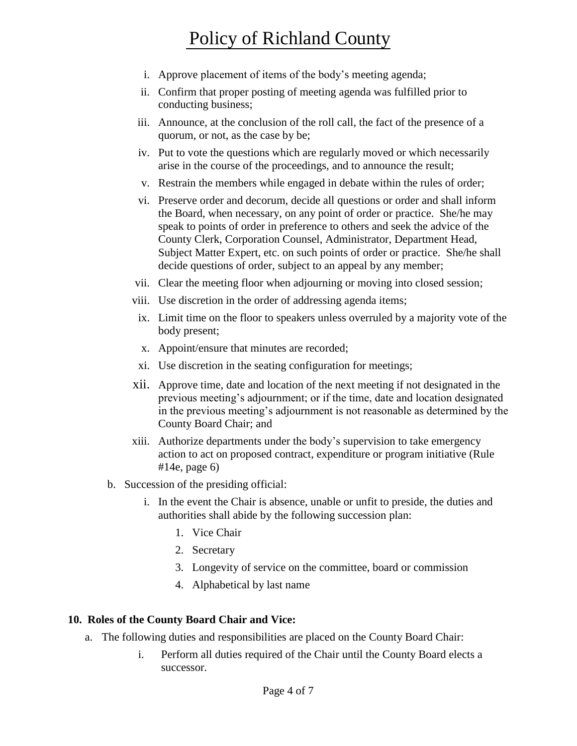# Policy of Richland County

i. Approve placement of items of the body's meeting agenda;
ii. Confirm that proper posting of meeting agenda was fulfilled prior to conducting business;
iii. Announce, at the conclusion of the roll call, the fact of the presence of a quorum, or not, as the case by be;
iv. Put to vote the questions which are regularly moved or which necessarily arise in the course of the proceedings, and to announce the result;
v. Restrain the members while engaged in debate within the rules of order;
vi. Preserve order and decorum, decide all questions or order and shall inform the Board, when necessary, on any point of order or practice. She/he may speak to points of order in preference to others and seek the advice of the County Clerk, Corporation Counsel, Administrator, Department Head, Subject Matter Expert, etc. on such points of order or practice. She/he shall decide questions of order, subject to an appeal by any member;
vii. Clear the meeting floor when adjourning or moving into closed session;
viii. Use discretion in the order of addressing agenda items;
ix. Limit time on the floor to speakers unless overruled by a majority vote of the body present;
x. Appoint/ensure that minutes are recorded;
xi. Use discretion in the seating configuration for meetings;
xii. Approve time, date and location of the next meeting if not designated in the previous meeting's adjournment; or if the time, date and location designated in the previous meeting's adjournment is not reasonable as determined by the County Board Chair; and
xiii. Authorize departments under the body's supervision to take emergency action to act on proposed contract, expenditure or program initiative (Rule #14e, page 6)

b. Succession of the presiding official:
   i. In the event the Chair is absence, unable or unfit to preside, the duties and authorities shall abide by the following succession plan:
      1. Vice Chair
      2. Secretary
      3. Longevity of service on the committee, board or commission
      4. Alphabetical by last name

**10. Roles of the County Board Chair and Vice:**

a. The following duties and responsibilities are placed on the County Board Chair:
   i. Perform all duties required of the Chair until the County Board elects a successor.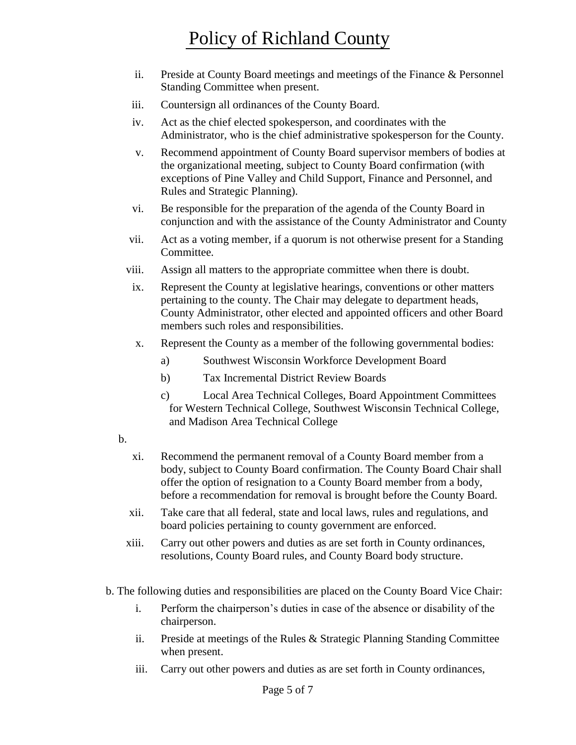# Policy of Richland County

ii. Preside at County Board meetings and meetings of the Finance & Personnel Standing Committee when present.

iii. Countersign all ordinances of the County Board.

iv. Act as the chief elected spokesperson, and coordinates with the Administrator, who is the chief administrative spokesperson for the County.

v. Recommend appointment of County Board supervisor members of bodies at the organizational meeting, subject to County Board confirmation (with exceptions of Pine Valley and Child Support, Finance and Personnel, and Rules and Strategic Planning).

vi. Be responsible for the preparation of the agenda of the County Board in conjunction and with the assistance of the County Administrator and County

vii. Act as a voting member, if a quorum is not otherwise present for a Standing Committee.

viii. Assign all matters to the appropriate committee when there is doubt.

ix. Represent the County at legislative hearings, conventions or other matters pertaining to the county. The Chair may delegate to department heads, County Administrator, other elected and appointed officers and other Board members such roles and responsibilities.

x. Represent the County as a member of the following governmental bodies:

   a) Southwest Wisconsin Workforce Development Board

   b) Tax Incremental District Review Boards

   c) Local Area Technical Colleges, Board Appointment Committees for Western Technical College, Southwest Wisconsin Technical College, and Madison Area Technical College

b.

xi. Recommend the permanent removal of a County Board member from a body, subject to County Board confirmation. The County Board Chair shall offer the option of resignation to a County Board member from a body, before a recommendation for removal is brought before the County Board.

xii. Take care that all federal, state and local laws, rules and regulations, and board policies pertaining to county government are enforced.

xiii. Carry out other powers and duties as are set forth in County ordinances, resolutions, County Board rules, and County Board body structure.

b. The following duties and responsibilities are placed on the County Board Vice Chair:

i. Perform the chairperson's duties in case of the absence or disability of the chairperson.

ii. Preside at meetings of the Rules & Strategic Planning Standing Committee when present.

iii. Carry out other powers and duties as are set forth in County ordinances,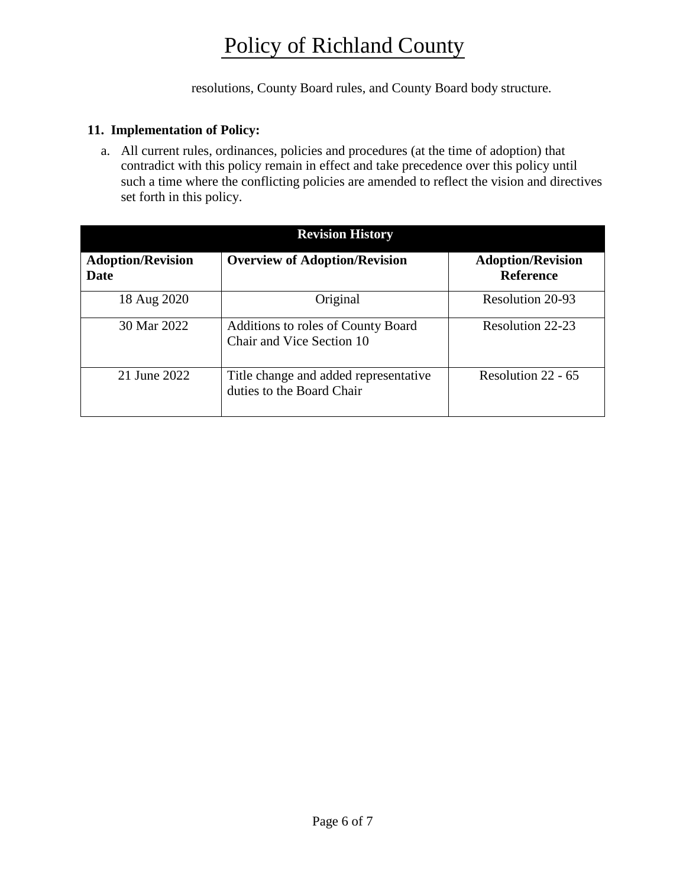resolutions, County Board rules, and County Board body structure.

**11. Implementation of Policy:**

a. All current rules, ordinances, policies and procedures (at the time of adoption) that contradict with this policy remain in effect and take precedence over this policy until such a time where the conflicting policies are amended to reflect the vision and directives set forth in this policy.

| Revision History | | |
|---|---|---|
| **Adoption/Revision Date** | **Overview of Adoption/Revision** | **Adoption/Revision Reference** |
| 18 Aug 2020 | Original | Resolution 20-93 |
| 30 Mar 2022 | Additions to roles of County Board Chair and Vice Section 10 | Resolution 22-23 |
| 21 June 2022 | Title change and added representative duties to the Board Chair | Resolution 22 - 65 |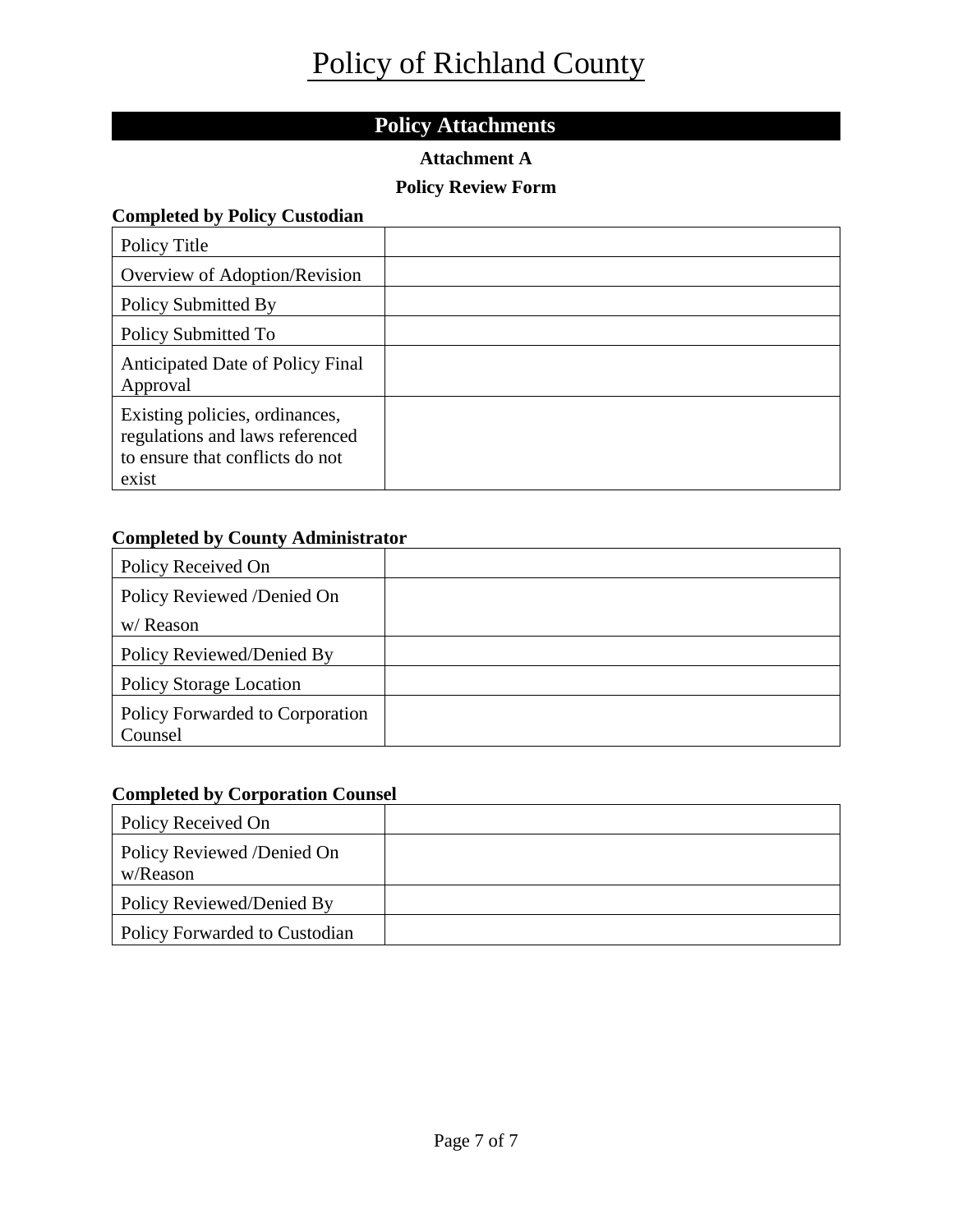# Policy of Richland County

## Policy Attachments

### Attachment A

### Policy Review Form

**Completed by Policy Custodian**

| | |
|---|---|
| Policy Title | |
| Overview of Adoption/Revision | |
| Policy Submitted By | |
| Policy Submitted To | |
| Anticipated Date of Policy Final Approval | |
| Existing policies, ordinances, regulations and laws referenced to ensure that conflicts do not exist | |

**Completed by County Administrator**

| | |
|---|---|
| Policy Received On | |
| Policy Reviewed /Denied On w/ Reason | |
| Policy Reviewed/Denied By | |
| Policy Storage Location | |
| Policy Forwarded to Corporation Counsel | |

**Completed by Corporation Counsel**

| | |
|---|---|
| Policy Received On | |
| Policy Reviewed /Denied On w/Reason | |
| Policy Reviewed/Denied By | |
| Policy Forwarded to Custodian | |